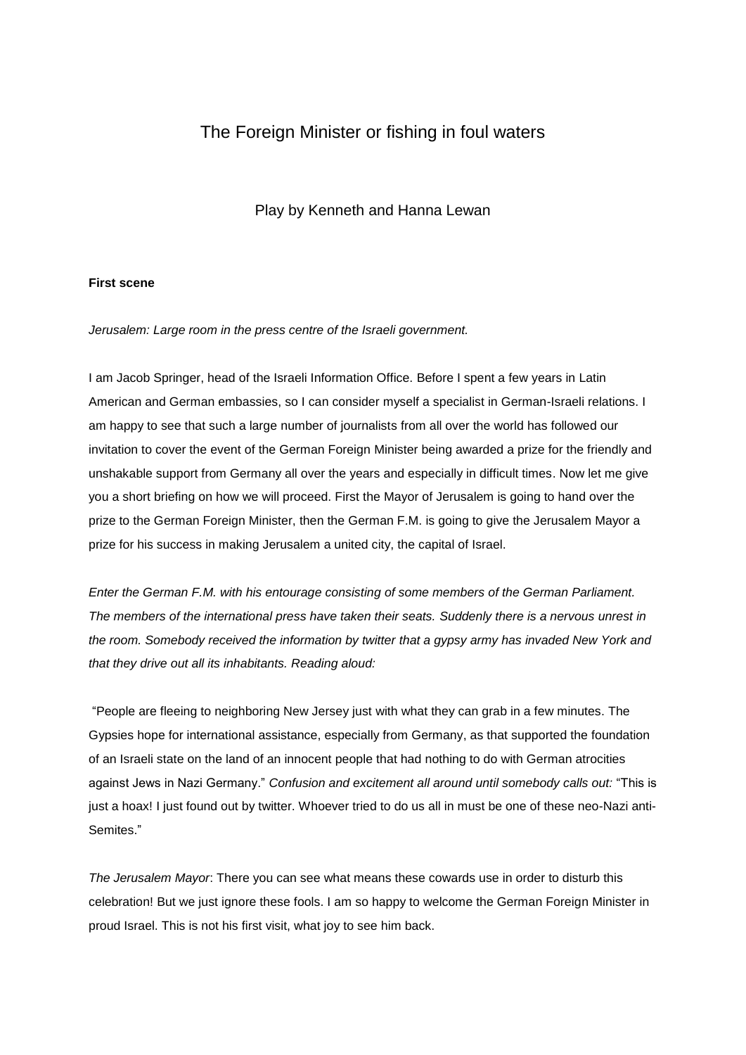# The Foreign Minister or fishing in foul waters

Play by Kenneth and Hanna Lewan

**First scene**

*Jerusalem: Large room in the press centre of the Israeli government.*

I am Jacob Springer, head of the Israeli Information Office. Before I spent a few years in Latin American and German embassies, so I can consider myself a specialist in German-Israeli relations. I am happy to see that such a large number of journalists from all over the world has followed our invitation to cover the event of the German Foreign Minister being awarded a prize for the friendly and unshakable support from Germany all over the years and especially in difficult times. Now let me give you a short briefing on how we will proceed. First the Mayor of Jerusalem is going to hand over the prize to the German Foreign Minister, then the German F.M. is going to give the Jerusalem Mayor a prize for his success in making Jerusalem a united city, the capital of Israel.

*Enter the German F.M. with his entourage consisting of some members of the German Parliament. The members of the international press have taken their seats. Suddenly there is a nervous unrest in the room. Somebody received the information by twitter that a gypsy army has invaded New York and that they drive out all its inhabitants. Reading aloud:*

"People are fleeing to neighboring New Jersey just with what they can grab in a few minutes. The Gypsies hope for international assistance, especially from Germany, as that supported the foundation of an Israeli state on the land of an innocent people that had nothing to do with German atrocities against Jews in Nazi Germany." *Confusion and excitement all around until somebody calls out:* "This is just a hoax! I just found out by twitter. Whoever tried to do us all in must be one of these neo-Nazi anti-Semites."

*The Jerusalem Mayor*: There you can see what means these cowards use in order to disturb this celebration! But we just ignore these fools. I am so happy to welcome the German Foreign Minister in proud Israel. This is not his first visit, what joy to see him back.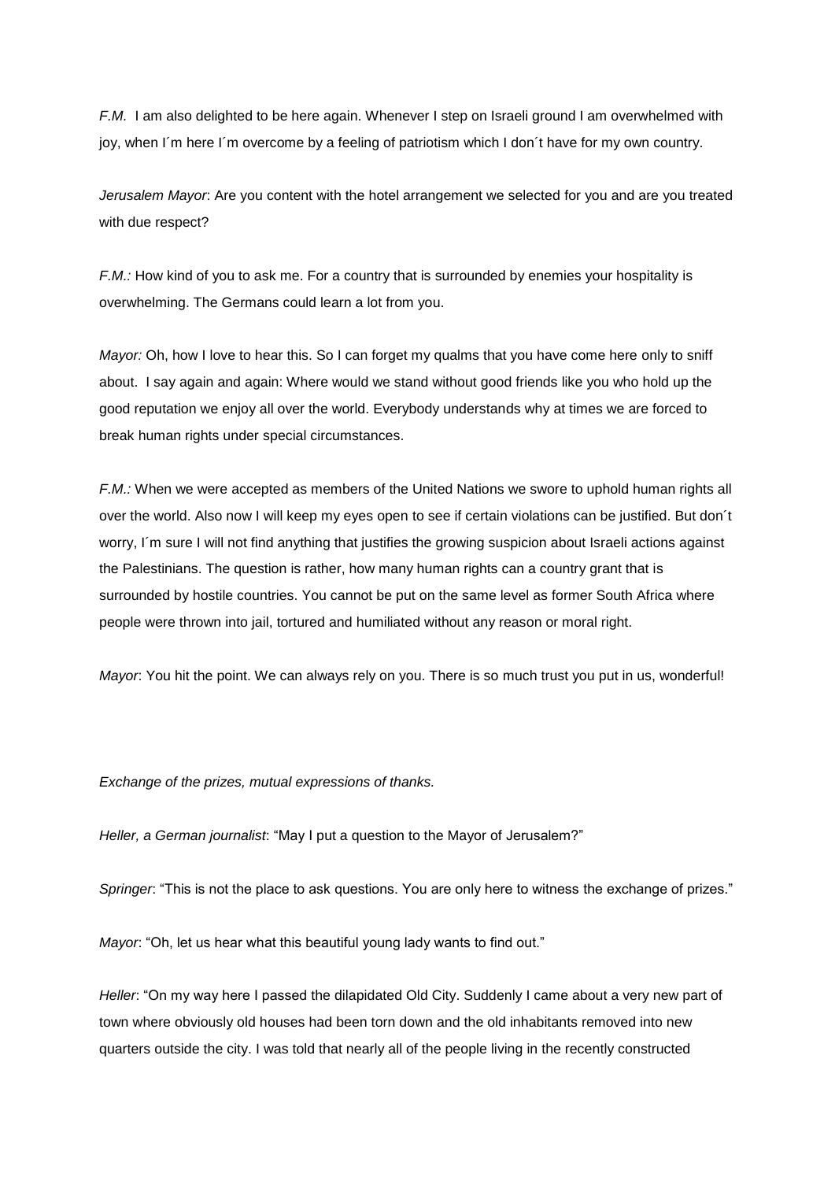*F.M.* I am also delighted to be here again. Whenever I step on Israeli ground I am overwhelmed with joy, when I´m here I´m overcome by a feeling of patriotism which I don´t have for my own country.

*Jerusalem Mayor*: Are you content with the hotel arrangement we selected for you and are you treated with due respect?

*F.M.:* How kind of you to ask me. For a country that is surrounded by enemies your hospitality is overwhelming. The Germans could learn a lot from you.

*Mayor:* Oh, how I love to hear this. So I can forget my qualms that you have come here only to sniff about. I say again and again: Where would we stand without good friends like you who hold up the good reputation we enjoy all over the world. Everybody understands why at times we are forced to break human rights under special circumstances.

*F.M.:* When we were accepted as members of the United Nations we swore to uphold human rights all over the world. Also now I will keep my eyes open to see if certain violations can be justified. But don´t worry, I´m sure I will not find anything that justifies the growing suspicion about Israeli actions against the Palestinians. The question is rather, how many human rights can a country grant that is surrounded by hostile countries. You cannot be put on the same level as former South Africa where people were thrown into jail, tortured and humiliated without any reason or moral right.

*Mayor*: You hit the point. We can always rely on you. There is so much trust you put in us, wonderful!

*Exchange of the prizes, mutual expressions of thanks.*

*Heller, a German journalist*: "May I put a question to the Mayor of Jerusalem?"

*Springer*: "This is not the place to ask questions. You are only here to witness the exchange of prizes."

*Mayor*: "Oh, let us hear what this beautiful young lady wants to find out."

*Heller*: "On my way here I passed the dilapidated Old City. Suddenly I came about a very new part of town where obviously old houses had been torn down and the old inhabitants removed into new quarters outside the city. I was told that nearly all of the people living in the recently constructed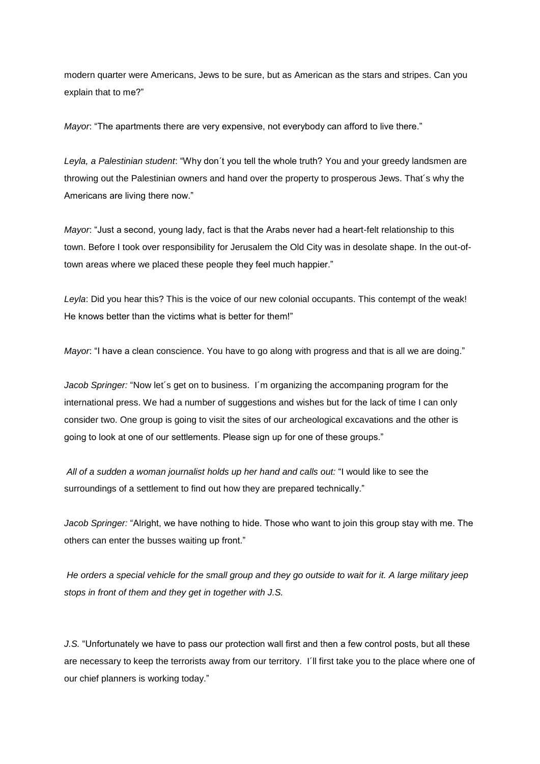modern quarter were Americans, Jews to be sure, but as American as the stars and stripes. Can you explain that to me?"

*Mayor*: "The apartments there are very expensive, not everybody can afford to live there."

*Leyla, a Palestinian student*: "Why don´t you tell the whole truth? You and your greedy landsmen are throwing out the Palestinian owners and hand over the property to prosperous Jews. That´s why the Americans are living there now."

*Mayor*: "Just a second, young lady, fact is that the Arabs never had a heart-felt relationship to this town. Before I took over responsibility for Jerusalem the Old City was in desolate shape. In the out-of-town areas where we placed these people they feel much happier."

*Leyla*: Did you hear this? This is the voice of our new colonial occupants. This contempt of the weak! He knows better than the victims what is better for them!"

*Mayor*: "I have a clean conscience. You have to go along with progress and that is all we are doing."

*Jacob Springer:* "Now let´s get on to business. I´m organizing the accompaning program for the international press. We had a number of suggestions and wishes but for the lack of time I can only consider two. One group is going to visit the sites of our archeological excavations and the other is going to look at one of our settlements. Please sign up for one of these groups."

*All of a sudden a woman journalist holds up her hand and calls out:* "I would like to see the surroundings of a settlement to find out how they are prepared technically."

*Jacob Springer:* "Alright, we have nothing to hide. Those who want to join this group stay with me. The others can enter the busses waiting up front."

*He orders a special vehicle for the small group and they go outside to wait for it. A large military jeep stops in front of them and they get in together with J.S.*

*J.S.* "Unfortunately we have to pass our protection wall first and then a few control posts, but all these are necessary to keep the terrorists away from our territory. I´ll first take you to the place where one of our chief planners is working today."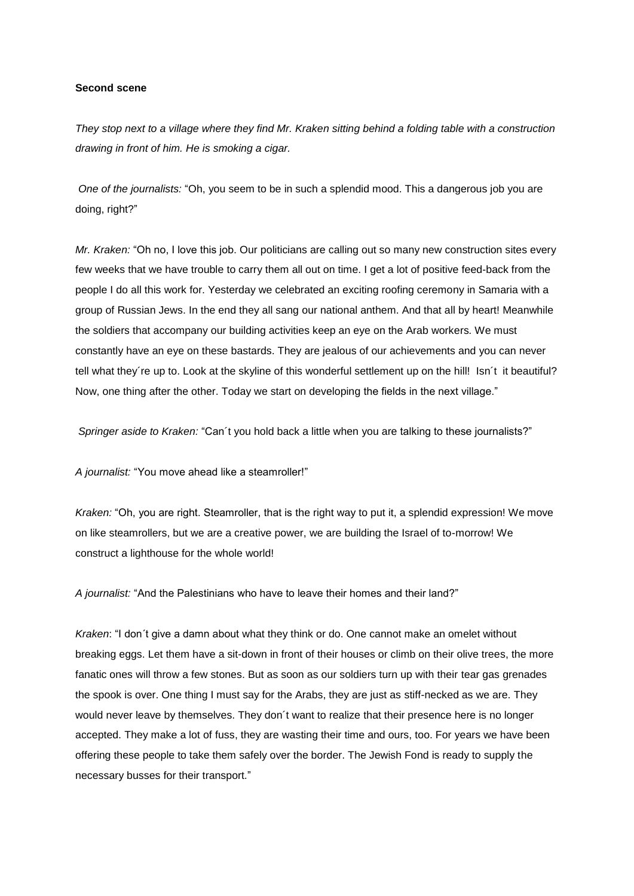**Second scene**

*They stop next to a village where they find Mr. Kraken sitting behind a folding table with a construction drawing in front of him. He is smoking a cigar.*

*One of the journalists:* "Oh, you seem to be in such a splendid mood. This a dangerous job you are doing, right?"

*Mr. Kraken:* "Oh no, I love this job. Our politicians are calling out so many new construction sites every few weeks that we have trouble to carry them all out on time. I get a lot of positive feed-back from the people I do all this work for. Yesterday we celebrated an exciting roofing ceremony in Samaria with a group of Russian Jews. In the end they all sang our national anthem. And that all by heart! Meanwhile the soldiers that accompany our building activities keep an eye on the Arab workers. We must constantly have an eye on these bastards. They are jealous of our achievements and you can never tell what they´re up to. Look at the skyline of this wonderful settlement up on the hill! Isn´t it beautiful? Now, one thing after the other. Today we start on developing the fields in the next village."

*Springer aside to Kraken:* "Can´t you hold back a little when you are talking to these journalists?"

*A journalist:* "You move ahead like a steamroller!"

*Kraken:* "Oh, you are right. Steamroller, that is the right way to put it, a splendid expression! We move on like steamrollers, but we are a creative power, we are building the Israel of to-morrow! We construct a lighthouse for the whole world!

*A journalist:* "And the Palestinians who have to leave their homes and their land?"

*Kraken*: "I don´t give a damn about what they think or do. One cannot make an omelet without breaking eggs. Let them have a sit-down in front of their houses or climb on their olive trees, the more fanatic ones will throw a few stones. But as soon as our soldiers turn up with their tear gas grenades the spook is over. One thing I must say for the Arabs, they are just as stiff-necked as we are. They would never leave by themselves. They don´t want to realize that their presence here is no longer accepted. They make a lot of fuss, they are wasting their time and ours, too. For years we have been offering these people to take them safely over the border. The Jewish Fond is ready to supply the necessary busses for their transport."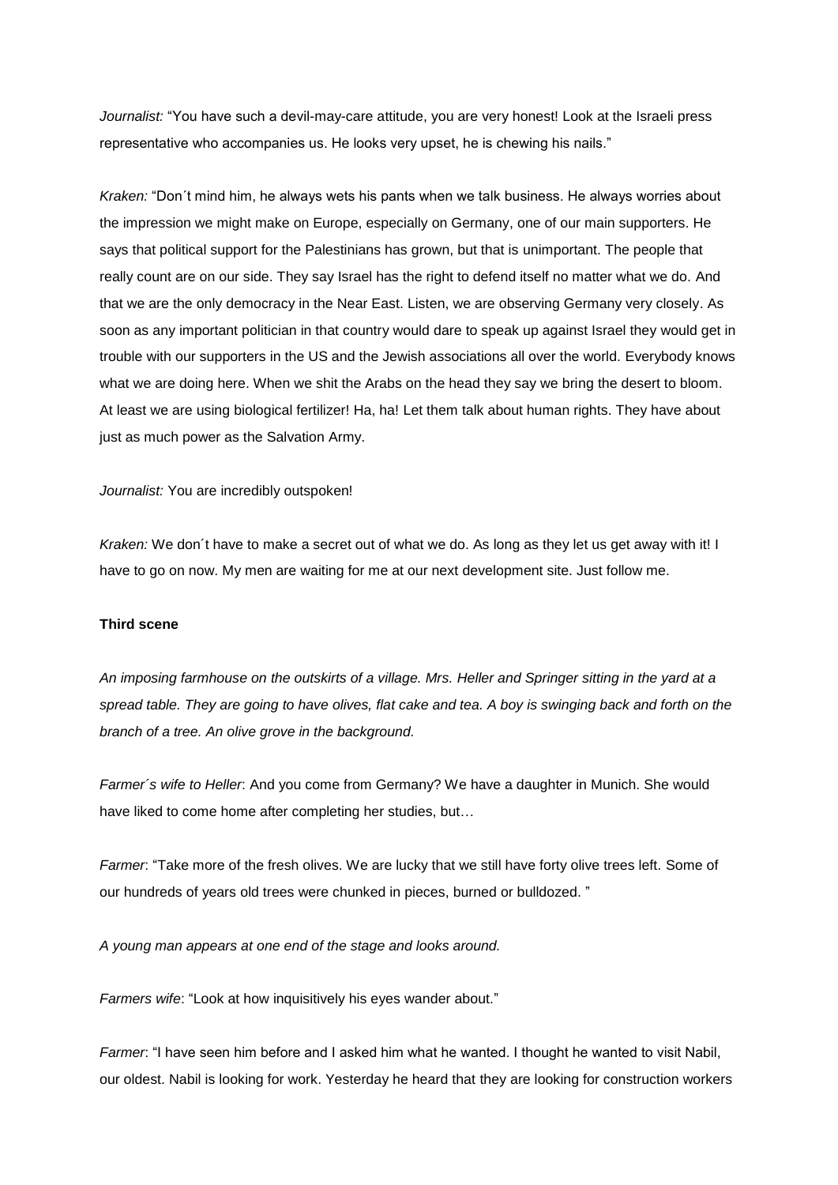*Journalist:* “You have such a devil-may-care attitude, you are very honest! Look at the Israeli press representative who accompanies us. He looks very upset, he is chewing his nails.”

*Kraken:* “Don´t mind him, he always wets his pants when we talk business. He always worries about the impression we might make on Europe, especially on Germany, one of our main supporters. He says that political support for the Palestinians has grown, but that is unimportant. The people that really count are on our side. They say Israel has the right to defend itself no matter what we do. And that we are the only democracy in the Near East. Listen, we are observing Germany very closely. As soon as any important politician in that country would dare to speak up against Israel they would get in trouble with our supporters in the US and the Jewish associations all over the world. Everybody knows what we are doing here. When we shit the Arabs on the head they say we bring the desert to bloom. At least we are using biological fertilizer! Ha, ha! Let them talk about human rights. They have about just as much power as the Salvation Army.

*Journalist:* You are incredibly outspoken!

*Kraken:* We don´t have to make a secret out of what we do. As long as they let us get away with it! I have to go on now. My men are waiting for me at our next development site. Just follow me.

**Third scene**

*An imposing farmhouse on the outskirts of a village. Mrs. Heller and Springer sitting in the yard at a spread table. They are going to have olives, flat cake and tea. A boy is swinging back and forth on the branch of a tree. An olive grove in the background.*

*Farmer´s wife to Heller*: And you come from Germany? We have a daughter in Munich. She would have liked to come home after completing her studies, but…

*Farmer*: “Take more of the fresh olives. We are lucky that we still have forty olive trees left. Some of our hundreds of years old trees were chunked in pieces, burned or bulldozed. ”

*A young man appears at one end of the stage and looks around.*

*Farmers wife*: “Look at how inquisitively his eyes wander about.”

*Farmer*: “I have seen him before and I asked him what he wanted. I thought he wanted to visit Nabil, our oldest. Nabil is looking for work. Yesterday he heard that they are looking for construction workers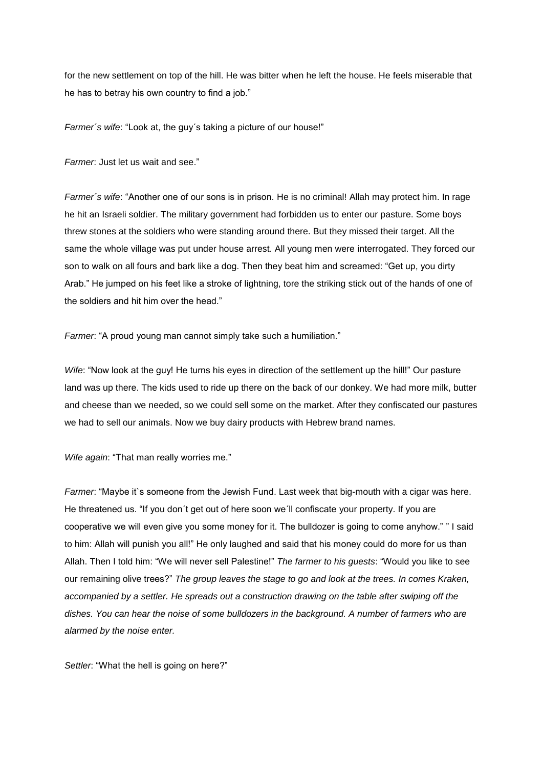for the new settlement on top of the hill. He was bitter when he left the house. He feels miserable that he has to betray his own country to find a job."

*Farmer´s wife*: "Look at, the guy´s taking a picture of our house!"

*Farmer*: Just let us wait and see."

*Farmer´s wife*: "Another one of our sons is in prison. He is no criminal! Allah may protect him. In rage he hit an Israeli soldier. The military government had forbidden us to enter our pasture. Some boys threw stones at the soldiers who were standing around there. But they missed their target. All the same the whole village was put under house arrest. All young men were interrogated. They forced our son to walk on all fours and bark like a dog. Then they beat him and screamed: "Get up, you dirty Arab." He jumped on his feet like a stroke of lightning, tore the striking stick out of the hands of one of the soldiers and hit him over the head."

*Farmer*: "A proud young man cannot simply take such a humiliation."

*Wife*: "Now look at the guy! He turns his eyes in direction of the settlement up the hill!" Our pasture land was up there. The kids used to ride up there on the back of our donkey. We had more milk, butter and cheese than we needed, so we could sell some on the market. After they confiscated our pastures we had to sell our animals. Now we buy dairy products with Hebrew brand names.

*Wife again*: "That man really worries me."

*Farmer*: "Maybe it`s someone from the Jewish Fund. Last week that big-mouth with a cigar was here. He threatened us. "If you don´t get out of here soon we´ll confiscate your property. If you are cooperative we will even give you some money for it. The bulldozer is going to come anyhow." " I said to him: Allah will punish you all!" He only laughed and said that his money could do more for us than Allah. Then I told him: "We will never sell Palestine!" *The farmer to his guests*: "Would you like to see our remaining olive trees?" *The group leaves the stage to go and look at the trees. In comes Kraken, accompanied by a settler. He spreads out a construction drawing on the table after swiping off the dishes. You can hear the noise of some bulldozers in the background. A number of farmers who are alarmed by the noise enter.*

*Settler*: "What the hell is going on here?"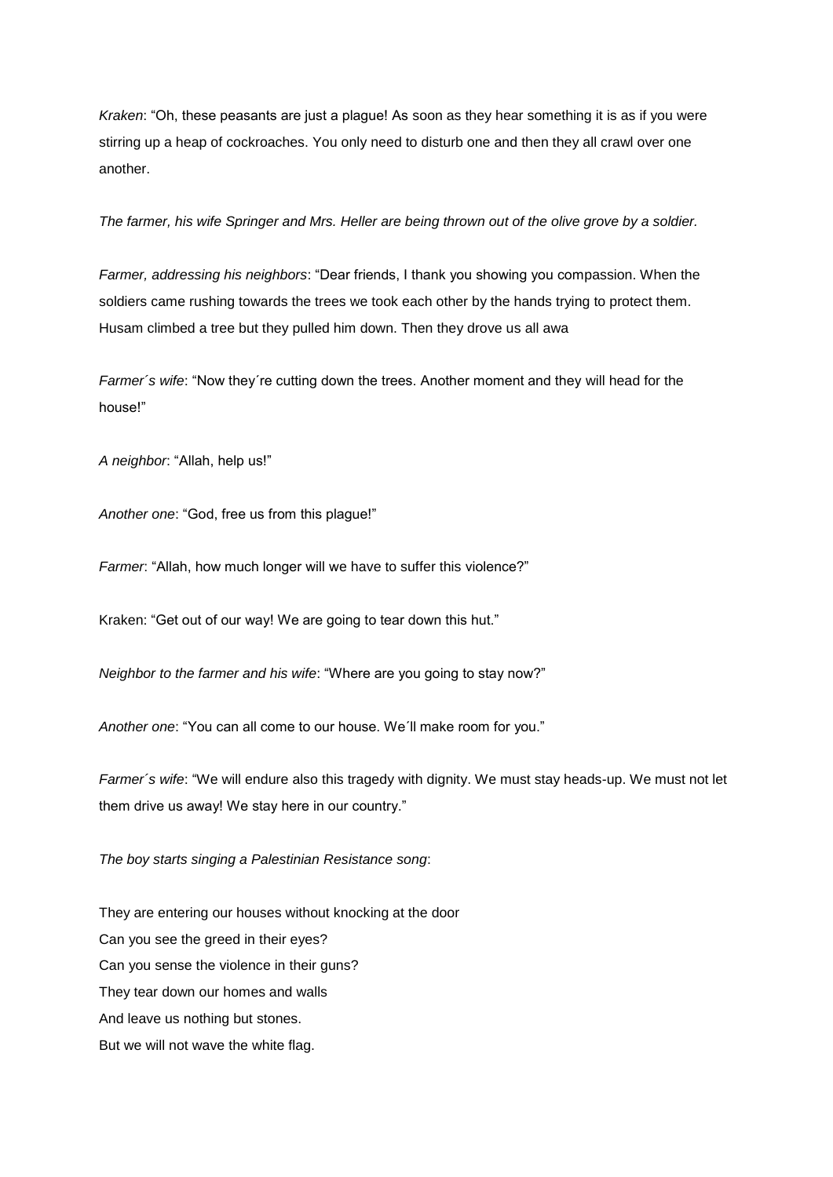*Kraken*: "Oh, these peasants are just a plague! As soon as they hear something it is as if you were stirring up a heap of cockroaches. You only need to disturb one and then they all crawl over one another.

*The farmer, his wife Springer and Mrs. Heller are being thrown out of the olive grove by a soldier.*

*Farmer, addressing his neighbors*: "Dear friends, I thank you showing you compassion. When the soldiers came rushing towards the trees we took each other by the hands trying to protect them. Husam climbed a tree but they pulled him down. Then they drove us all awa

*Farmer´s wife*: "Now they´re cutting down the trees. Another moment and they will head for the house!"

*A neighbor*: "Allah, help us!"

*Another one*: "God, free us from this plague!"

*Farmer*: "Allah, how much longer will we have to suffer this violence?"

Kraken: "Get out of our way! We are going to tear down this hut."

*Neighbor to the farmer and his wife*: "Where are you going to stay now?"

*Another one*: "You can all come to our house. We´ll make room for you."

*Farmer´s wife*: "We will endure also this tragedy with dignity. We must stay heads-up. We must not let them drive us away! We stay here in our country."

*The boy starts singing a Palestinian Resistance song*:

They are entering our houses without knocking at the door
Can you see the greed in their eyes?
Can you sense the violence in their guns?
They tear down our homes and walls
And leave us nothing but stones.
But we will not wave the white flag.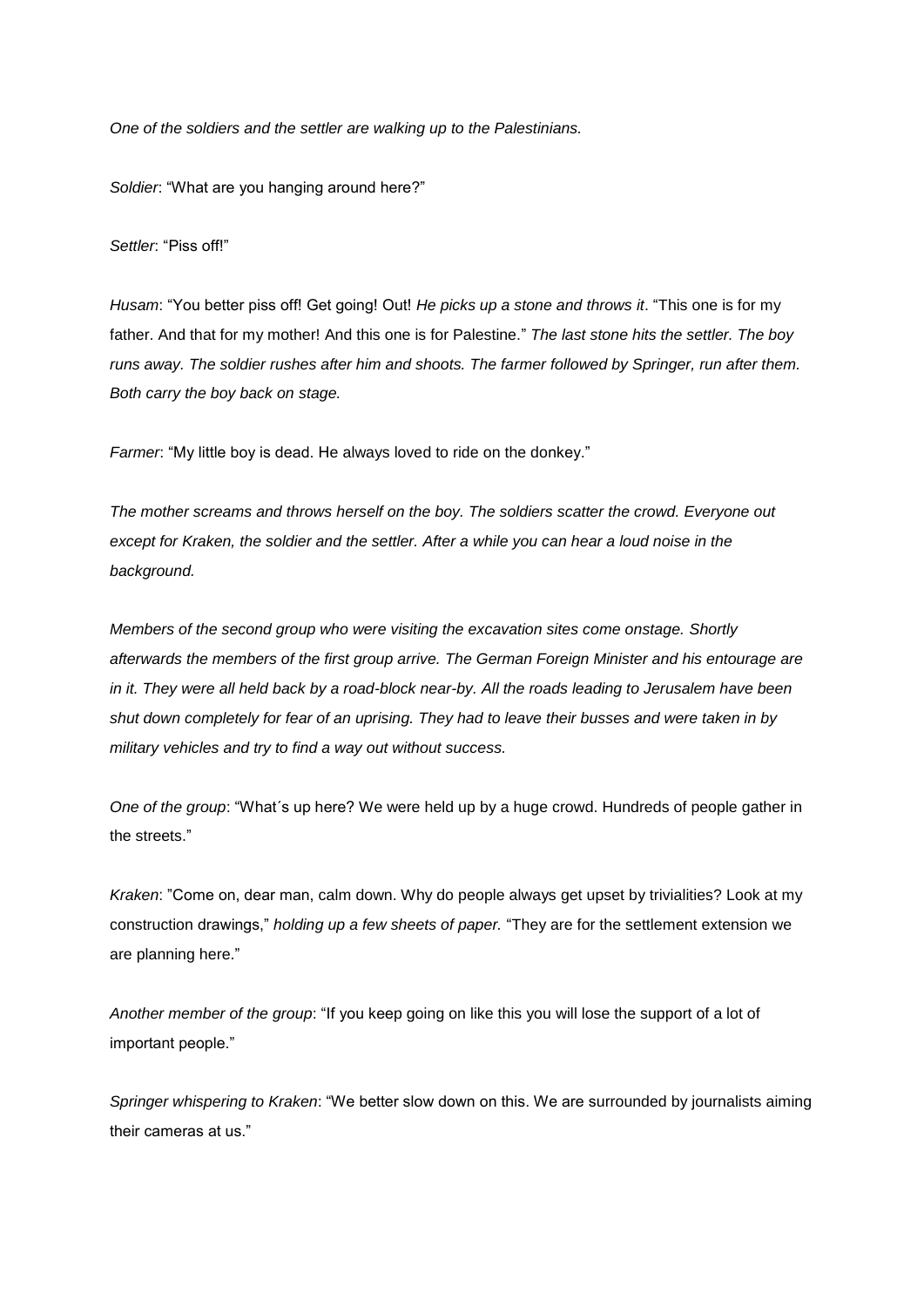*One of the soldiers and the settler are walking up to the Palestinians.*

*Soldier*: "What are you hanging around here?"

*Settler*: "Piss off!"

*Husam*: "You better piss off! Get going! Out! *He picks up a stone and throws it*. "This one is for my father. And that for my mother! And this one is for Palestine." *The last stone hits the settler. The boy runs away. The soldier rushes after him and shoots. The farmer followed by Springer, run after them. Both carry the boy back on stage.*

*Farmer*: "My little boy is dead. He always loved to ride on the donkey."

*The mother screams and throws herself on the boy. The soldiers scatter the crowd. Everyone out except for Kraken, the soldier and the settler. After a while you can hear a loud noise in the background.*

*Members of the second group who were visiting the excavation sites come onstage. Shortly afterwards the members of the first group arrive. The German Foreign Minister and his entourage are in it. They were all held back by a road-block near-by. All the roads leading to Jerusalem have been shut down completely for fear of an uprising. They had to leave their busses and were taken in by military vehicles and try to find a way out without success.*

*One of the group*: "What´s up here? We were held up by a huge crowd. Hundreds of people gather in the streets."

*Kraken*: "Come on, dear man, calm down. Why do people always get upset by trivialities? Look at my construction drawings," *holding up a few sheets of paper.* "They are for the settlement extension we are planning here."

*Another member of the group*: "If you keep going on like this you will lose the support of a lot of important people."

*Springer whispering to Kraken*: "We better slow down on this. We are surrounded by journalists aiming their cameras at us."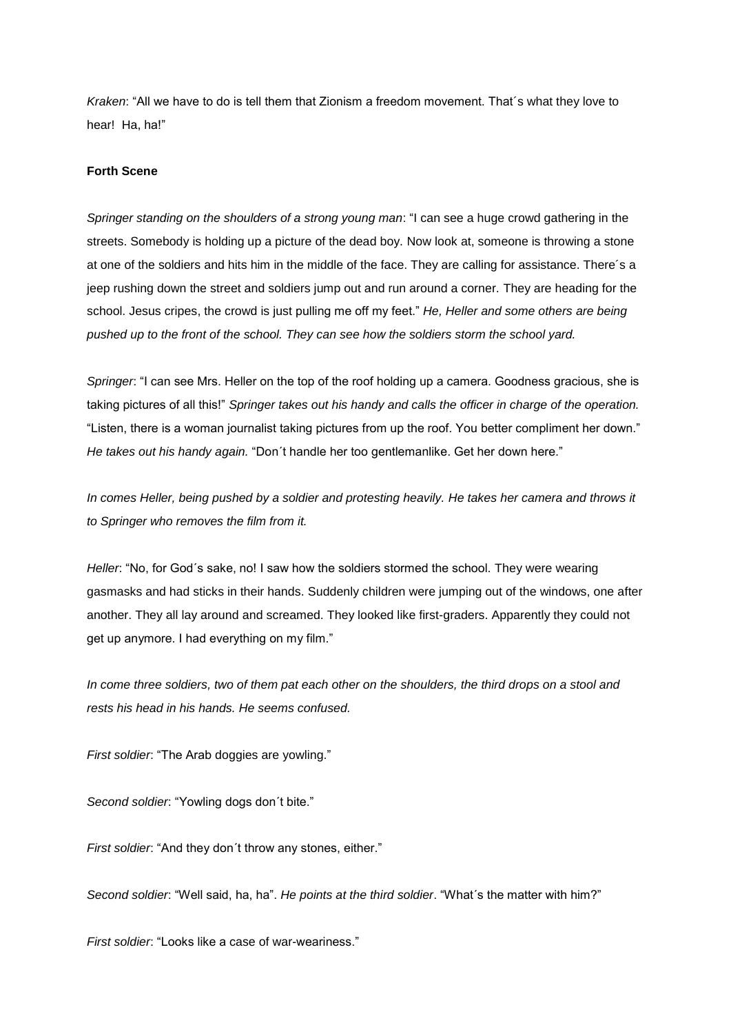*Kraken*: “All we have to do is tell them that Zionism a freedom movement. That´s what they love to hear! Ha, ha!”

**Forth Scene**

*Springer standing on the shoulders of a strong young man*: “I can see a huge crowd gathering in the streets. Somebody is holding up a picture of the dead boy. Now look at, someone is throwing a stone at one of the soldiers and hits him in the middle of the face. They are calling for assistance. There´s a jeep rushing down the street and soldiers jump out and run around a corner. They are heading for the school. Jesus cripes, the crowd is just pulling me off my feet.” *He, Heller and some others are being pushed up to the front of the school. They can see how the soldiers storm the school yard.*

*Springer*: “I can see Mrs. Heller on the top of the roof holding up a camera. Goodness gracious, she is taking pictures of all this!” *Springer takes out his handy and calls the officer in charge of the operation.* “Listen, there is a woman journalist taking pictures from up the roof. You better compliment her down.” *He takes out his handy again.* “Don´t handle her too gentlemanlike. Get her down here.”

*In comes Heller, being pushed by a soldier and protesting heavily. He takes her camera and throws it to Springer who removes the film from it.*

*Heller*: “No, for God´s sake, no! I saw how the soldiers stormed the school. They were wearing gasmasks and had sticks in their hands. Suddenly children were jumping out of the windows, one after another. They all lay around and screamed. They looked like first-graders. Apparently they could not get up anymore. I had everything on my film.”

*In come three soldiers, two of them pat each other on the shoulders, the third drops on a stool and rests his head in his hands. He seems confused.*

*First soldier*: “The Arab doggies are yowling.”

*Second soldier*: “Yowling dogs don´t bite.”

*First soldier*: “And they don´t throw any stones, either.”

*Second soldier*: “Well said, ha, ha”. *He points at the third soldier*. “What´s the matter with him?”

*First soldier*: “Looks like a case of war-weariness.”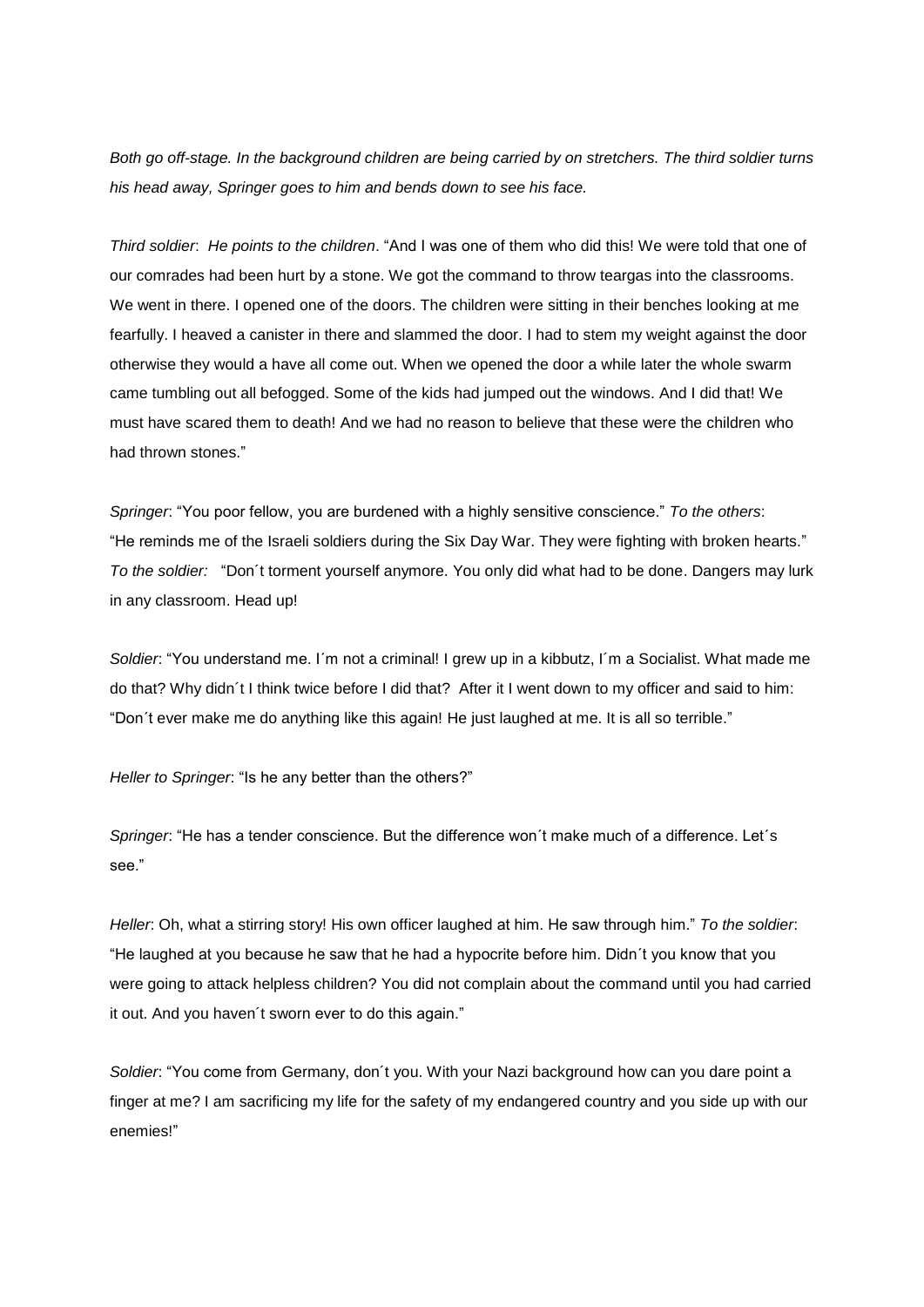*Both go off-stage. In the background children are being carried by on stretchers. The third soldier turns his head away, Springer goes to him and bends down to see his face.*

*Third soldier*: *He points to the children*. "And I was one of them who did this! We were told that one of our comrades had been hurt by a stone. We got the command to throw teargas into the classrooms. We went in there. I opened one of the doors. The children were sitting in their benches looking at me fearfully. I heaved a canister in there and slammed the door. I had to stem my weight against the door otherwise they would a have all come out. When we opened the door a while later the whole swarm came tumbling out all befogged. Some of the kids had jumped out the windows. And I did that! We must have scared them to death! And we had no reason to believe that these were the children who had thrown stones."

*Springer*: "You poor fellow, you are burdened with a highly sensitive conscience." *To the others*: "He reminds me of the Israeli soldiers during the Six Day War. They were fighting with broken hearts." *To the soldier:* "Don´t torment yourself anymore. You only did what had to be done. Dangers may lurk in any classroom. Head up!

*Soldier*: "You understand me. I´m not a criminal! I grew up in a kibbutz, I´m a Socialist. What made me do that? Why didn´t I think twice before I did that? After it I went down to my officer and said to him: "Don´t ever make me do anything like this again! He just laughed at me. It is all so terrible."

*Heller to Springer*: "Is he any better than the others?"

*Springer*: "He has a tender conscience. But the difference won´t make much of a difference. Let´s see."

*Heller*: Oh, what a stirring story! His own officer laughed at him. He saw through him." *To the soldier*: "He laughed at you because he saw that he had a hypocrite before him. Didn´t you know that you were going to attack helpless children? You did not complain about the command until you had carried it out. And you haven´t sworn ever to do this again."

*Soldier*: "You come from Germany, don´t you. With your Nazi background how can you dare point a finger at me? I am sacrificing my life for the safety of my endangered country and you side up with our enemies!"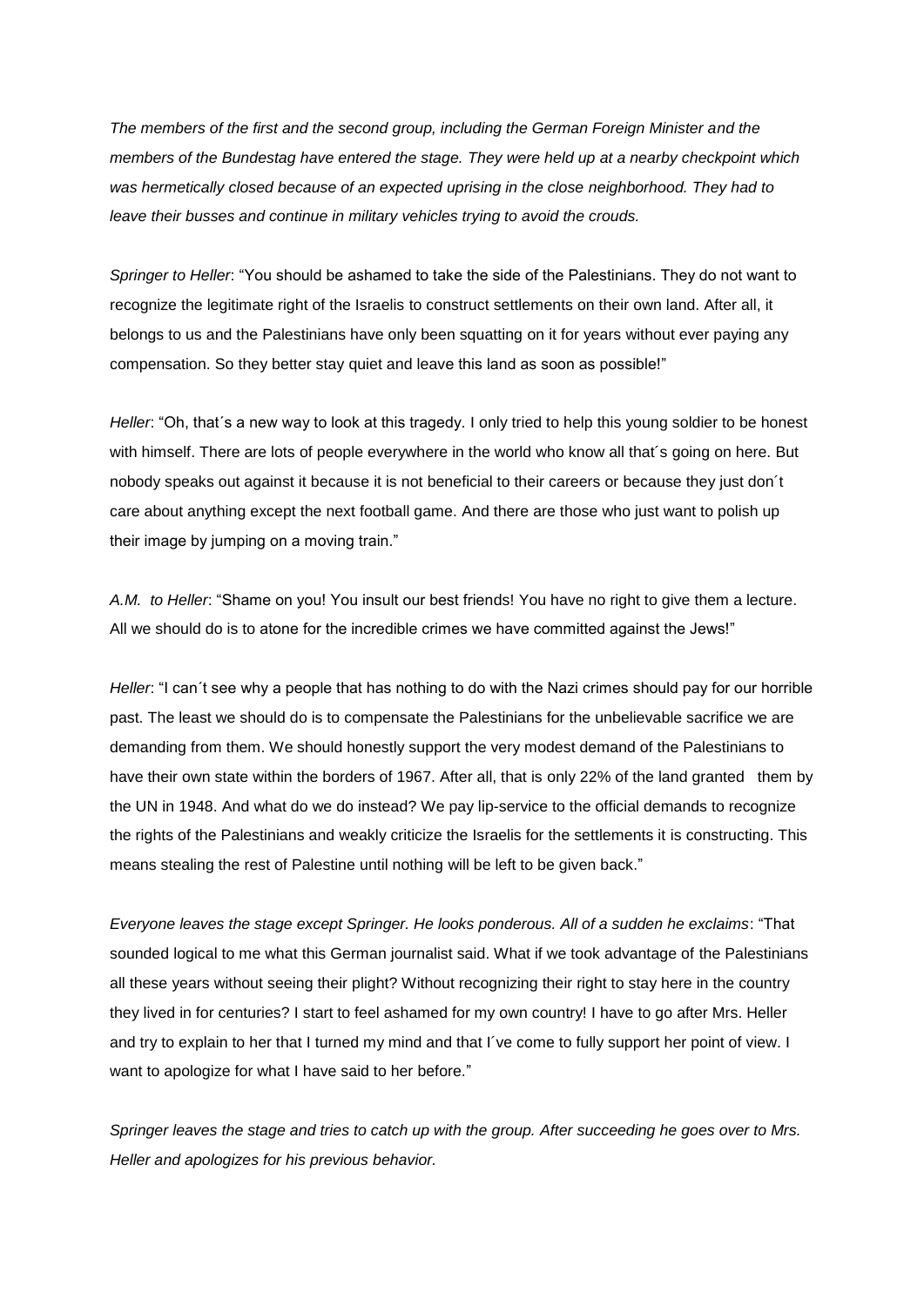*The members of the first and the second group, including the German Foreign Minister and the members of the Bundestag have entered the stage. They were held up at a nearby checkpoint which was hermetically closed because of an expected uprising in the close neighborhood. They had to leave their busses and continue in military vehicles trying to avoid the crouds.*

*Springer to Heller*: "You should be ashamed to take the side of the Palestinians. They do not want to recognize the legitimate right of the Israelis to construct settlements on their own land. After all, it belongs to us and the Palestinians have only been squatting on it for years without ever paying any compensation. So they better stay quiet and leave this land as soon as possible!"

*Heller*: "Oh, that´s a new way to look at this tragedy. I only tried to help this young soldier to be honest with himself. There are lots of people everywhere in the world who know all that´s going on here. But nobody speaks out against it because it is not beneficial to their careers or because they just don´t care about anything except the next football game. And there are those who just want to polish up their image by jumping on a moving train."

*A.M. to Heller*: "Shame on you! You insult our best friends! You have no right to give them a lecture. All we should do is to atone for the incredible crimes we have committed against the Jews!"

*Heller*: "I can´t see why a people that has nothing to do with the Nazi crimes should pay for our horrible past. The least we should do is to compensate the Palestinians for the unbelievable sacrifice we are demanding from them. We should honestly support the very modest demand of the Palestinians to have their own state within the borders of 1967. After all, that is only 22% of the land granted them by the UN in 1948. And what do we do instead? We pay lip-service to the official demands to recognize the rights of the Palestinians and weakly criticize the Israelis for the settlements it is constructing. This means stealing the rest of Palestine until nothing will be left to be given back."

*Everyone leaves the stage except Springer. He looks ponderous. All of a sudden he exclaims*: "That sounded logical to me what this German journalist said. What if we took advantage of the Palestinians all these years without seeing their plight? Without recognizing their right to stay here in the country they lived in for centuries? I start to feel ashamed for my own country! I have to go after Mrs. Heller and try to explain to her that I turned my mind and that I´ve come to fully support her point of view. I want to apologize for what I have said to her before."

*Springer leaves the stage and tries to catch up with the group. After succeeding he goes over to Mrs. Heller and apologizes for his previous behavior.*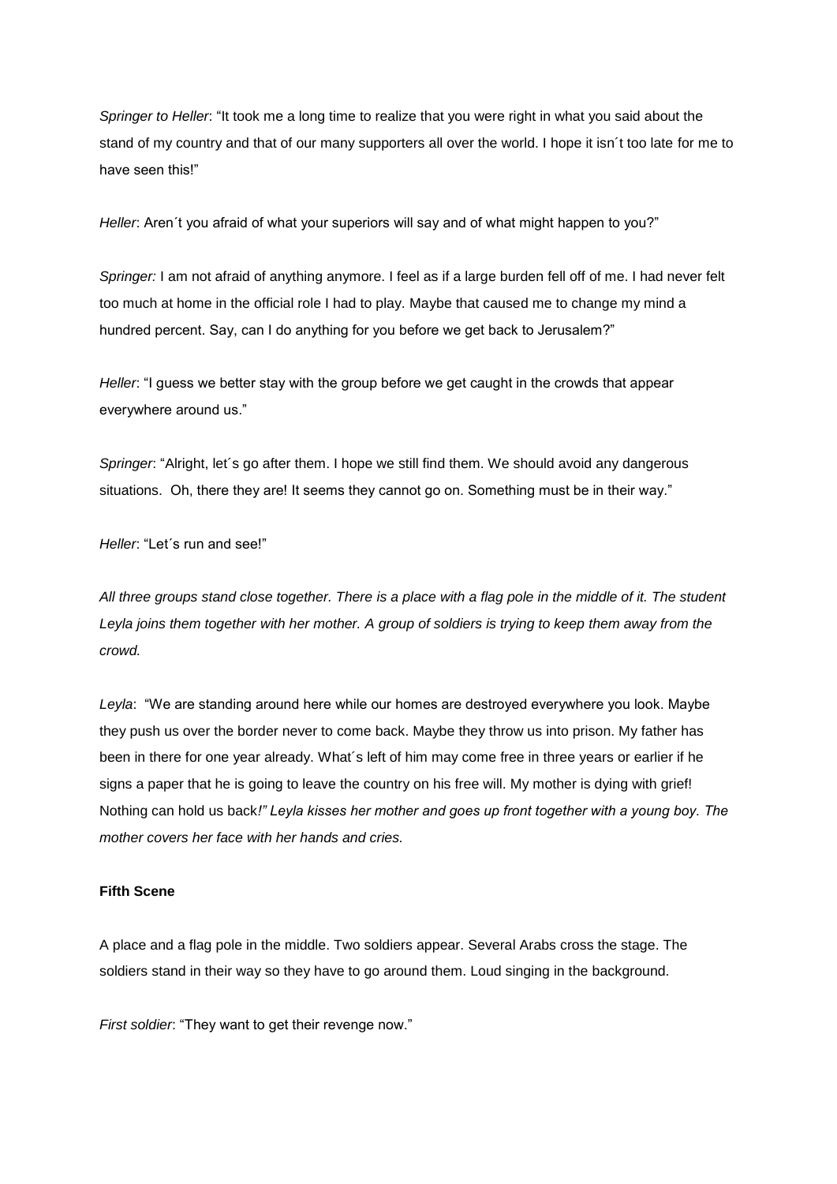*Springer to Heller*: "It took me a long time to realize that you were right in what you said about the stand of my country and that of our many supporters all over the world. I hope it isn´t too late for me to have seen this!"

*Heller*: Aren´t you afraid of what your superiors will say and of what might happen to you?"

*Springer:* I am not afraid of anything anymore. I feel as if a large burden fell off of me. I had never felt too much at home in the official role I had to play. Maybe that caused me to change my mind a hundred percent. Say, can I do anything for you before we get back to Jerusalem?"

*Heller*: "I guess we better stay with the group before we get caught in the crowds that appear everywhere around us."

*Springer*: "Alright, let´s go after them. I hope we still find them. We should avoid any dangerous situations.  Oh, there they are! It seems they cannot go on. Something must be in their way."

*Heller*: "Let´s run and see!"

*All three groups stand close together. There is a place with a flag pole in the middle of it. The student Leyla joins them together with her mother. A group of soldiers is trying to keep them away from the crowd.*

*Leyla*:  "We are standing around here while our homes are destroyed everywhere you look. Maybe they push us over the border never to come back. Maybe they throw us into prison. My father has been in there for one year already. What´s left of him may come free in three years or earlier if he signs a paper that he is going to leave the country on his free will. My mother is dying with grief! Nothing can hold us back*!" Leyla kisses her mother and goes up front together with a young boy. The mother covers her face with her hands and cries.*

**Fifth Scene**

A place and a flag pole in the middle. Two soldiers appear. Several Arabs cross the stage. The soldiers stand in their way so they have to go around them. Loud singing in the background.

*First soldier*: "They want to get their revenge now."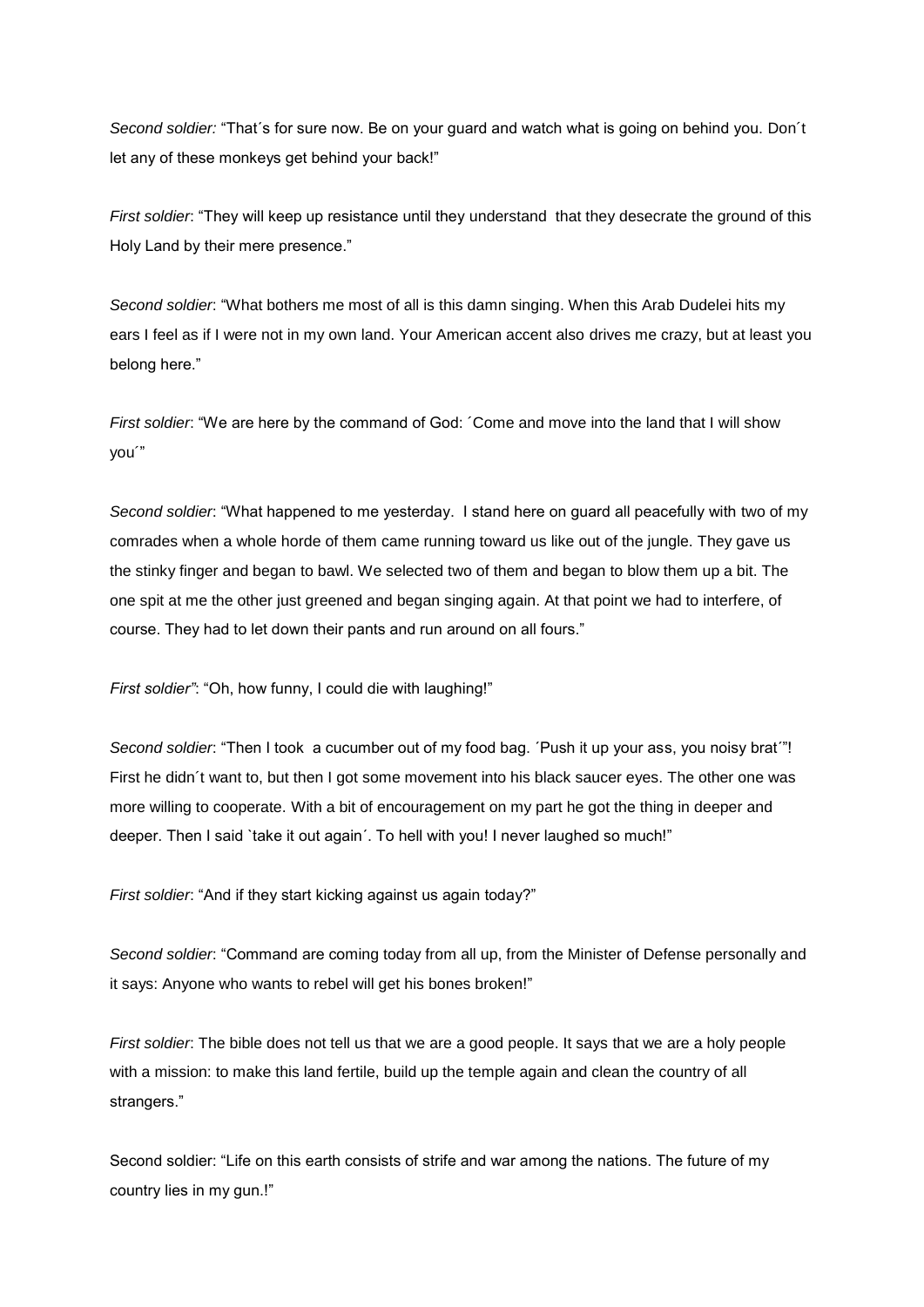*Second soldier:* "That´s for sure now. Be on your guard and watch what is going on behind you. Don´t let any of these monkeys get behind your back!"

*First soldier*: "They will keep up resistance until they understand that they desecrate the ground of this Holy Land by their mere presence."

*Second soldier*: "What bothers me most of all is this damn singing. When this Arab Dudelei hits my ears I feel as if I were not in my own land. Your American accent also drives me crazy, but at least you belong here."

*First soldier*: "We are here by the command of God: ´Come and move into the land that I will show you´"

*Second soldier*: "What happened to me yesterday. I stand here on guard all peacefully with two of my comrades when a whole horde of them came running toward us like out of the jungle. They gave us the stinky finger and began to bawl. We selected two of them and began to blow them up a bit. The one spit at me the other just greened and began singing again. At that point we had to interfere, of course. They had to let down their pants and run around on all fours."

*First soldier"*: "Oh, how funny, I could die with laughing!"

*Second soldier*: "Then I took a cucumber out of my food bag. ´Push it up your ass, you noisy brat´"! First he didn´t want to, but then I got some movement into his black saucer eyes. The other one was more willing to cooperate. With a bit of encouragement on my part he got the thing in deeper and deeper. Then I said `take it out again´. To hell with you! I never laughed so much!"

*First soldier*: "And if they start kicking against us again today?"

*Second soldier*: "Command are coming today from all up, from the Minister of Defense personally and it says: Anyone who wants to rebel will get his bones broken!"

*First soldier*: The bible does not tell us that we are a good people. It says that we are a holy people with a mission: to make this land fertile, build up the temple again and clean the country of all strangers."

Second soldier: "Life on this earth consists of strife and war among the nations. The future of my country lies in my gun.!"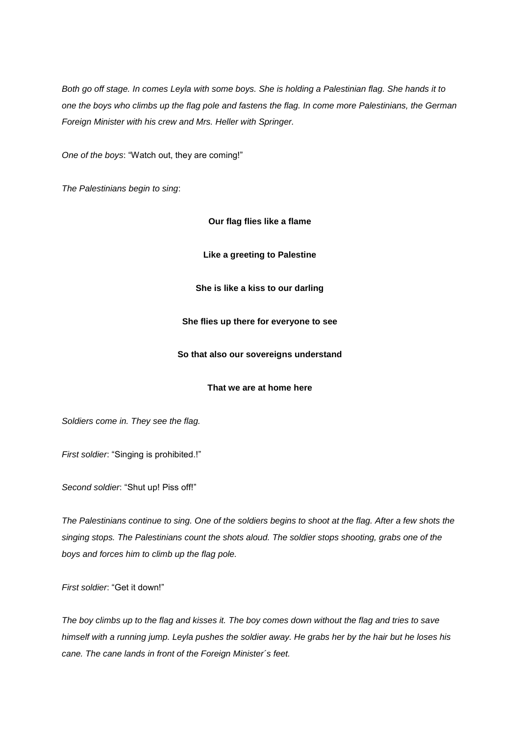*Both go off stage. In comes Leyla with some boys. She is holding a Palestinian flag. She hands it to one the boys who climbs up the flag pole and fastens the flag. In come more Palestinians, the German Foreign Minister with his crew and Mrs. Heller with Springer.*

*One of the boys*: “Watch out, they are coming!”

*The Palestinians begin to sing*:

**Our flag flies like a flame**

**Like a greeting to Palestine**

**She is like a kiss to our darling**

**She flies up there for everyone to see**

**So that also our sovereigns understand**

**That we are at home here**

*Soldiers come in. They see the flag.*

*First soldier*: “Singing is prohibited.!”

*Second soldier*: “Shut up! Piss off!”

*The Palestinians continue to sing. One of the soldiers begins to shoot at the flag. After a few shots the singing stops. The Palestinians count the shots aloud. The soldier stops shooting, grabs one of the boys and forces him to climb up the flag pole.*

*First soldier*: “Get it down!”

*The boy climbs up to the flag and kisses it. The boy comes down without the flag and tries to save himself with a running jump. Leyla pushes the soldier away. He grabs her by the hair but he loses his cane. The cane lands in front of the Foreign Minister´s feet.*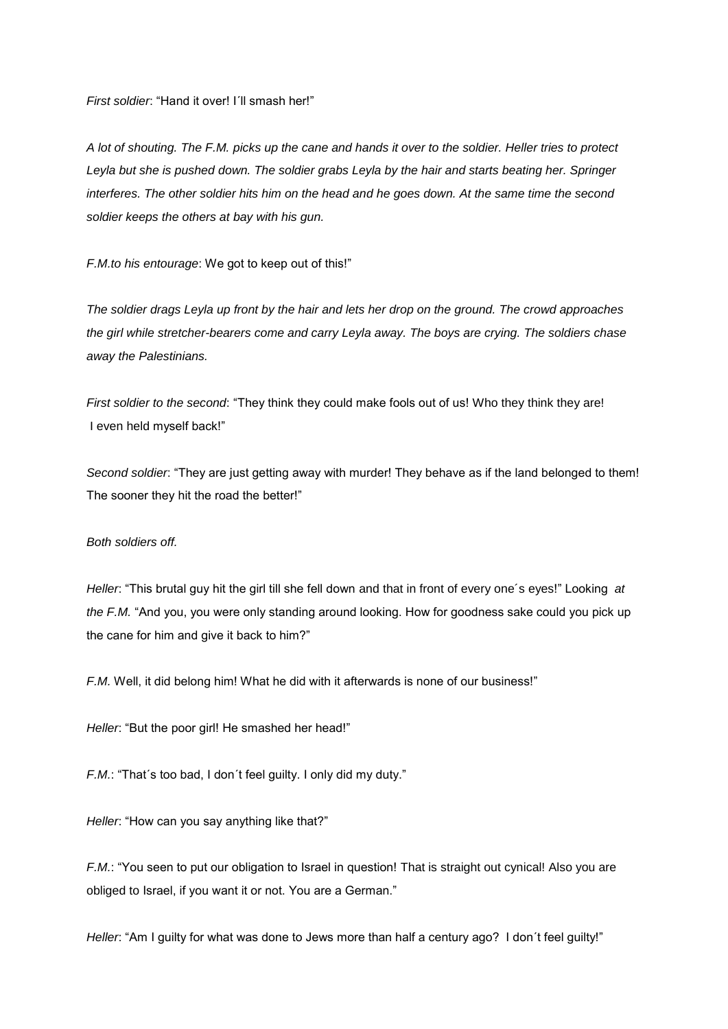*First soldier*: "Hand it over! I´ll smash her!"

*A lot of shouting. The F.M. picks up the cane and hands it over to the soldier. Heller tries to protect Leyla but she is pushed down. The soldier grabs Leyla by the hair and starts beating her. Springer interferes. The other soldier hits him on the head and he goes down. At the same time the second soldier keeps the others at bay with his gun.*

*F.M.to his entourage*: We got to keep out of this!"

*The soldier drags Leyla up front by the hair and lets her drop on the ground. The crowd approaches the girl while stretcher-bearers come and carry Leyla away. The boys are crying. The soldiers chase away the Palestinians.*

*First soldier to the second*: "They think they could make fools out of us! Who they think they are! I even held myself back!"

*Second soldier*: "They are just getting away with murder! They behave as if the land belonged to them! The sooner they hit the road the better!"

*Both soldiers off.*

*Heller*: "This brutal guy hit the girl till she fell down and that in front of every one´s eyes!" Looking *at the F.M.* "And you, you were only standing around looking. How for goodness sake could you pick up the cane for him and give it back to him?"

*F.M.* Well, it did belong him! What he did with it afterwards is none of our business!"

*Heller*: "But the poor girl! He smashed her head!"

*F.M.*: "That´s too bad, I don´t feel guilty. I only did my duty."

*Heller*: "How can you say anything like that?"

*F.M.*: "You seen to put our obligation to Israel in question! That is straight out cynical! Also you are obliged to Israel, if you want it or not. You are a German."

*Heller*: "Am I guilty for what was done to Jews more than half a century ago? I don´t feel guilty!"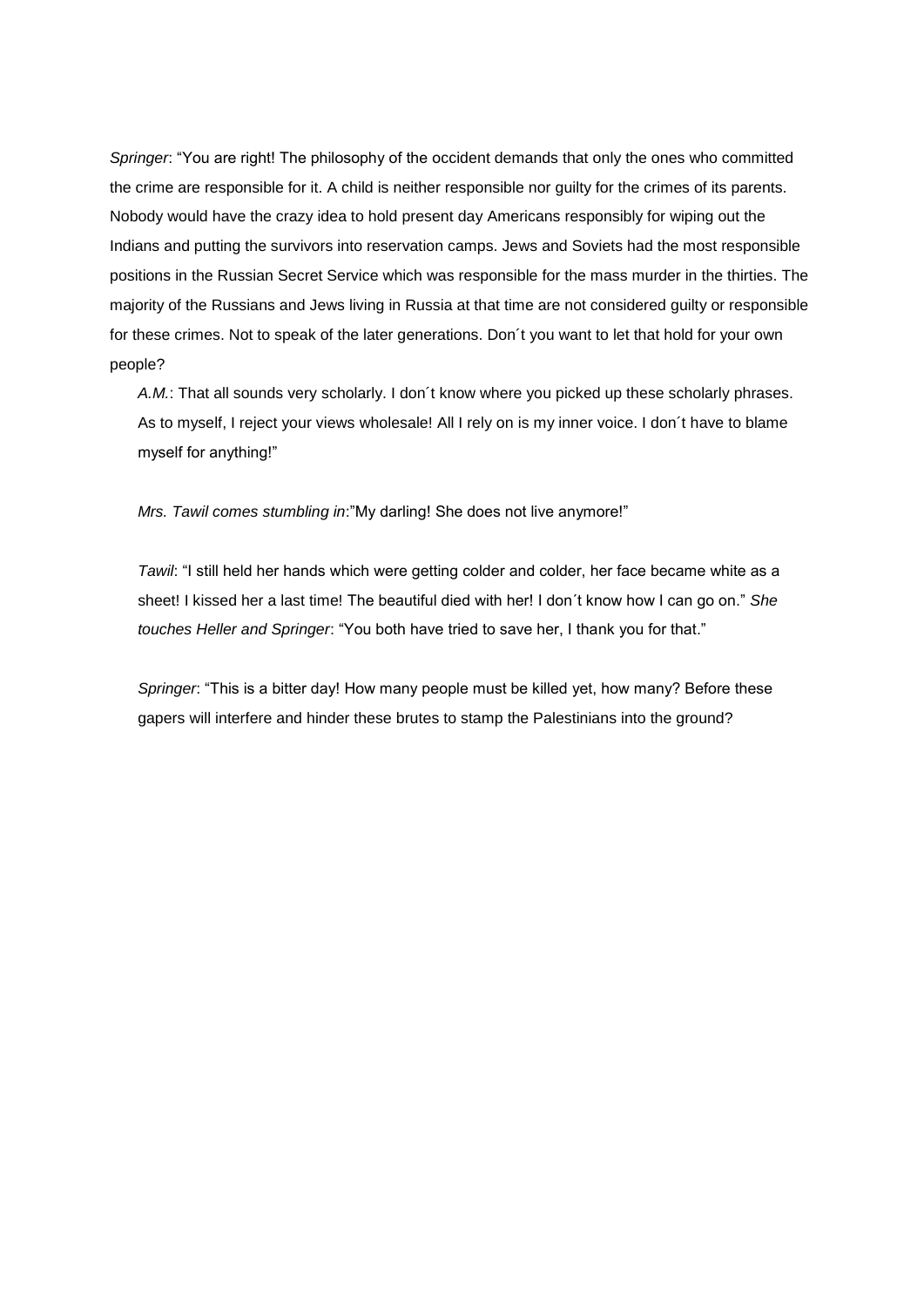*Springer*: "You are right! The philosophy of the occident demands that only the ones who committed the crime are responsible for it. A child is neither responsible nor guilty for the crimes of its parents. Nobody would have the crazy idea to hold present day Americans responsibly for wiping out the Indians and putting the survivors into reservation camps. Jews and Soviets had the most responsible positions in the Russian Secret Service which was responsible for the mass murder in the thirties. The majority of the Russians and Jews living in Russia at that time are not considered guilty or responsible for these crimes. Not to speak of the later generations. Don´t you want to let that hold for your own people?

*A.M.*: That all sounds very scholarly. I don´t know where you picked up these scholarly phrases. As to myself, I reject your views wholesale! All I rely on is my inner voice. I don´t have to blame myself for anything!"

*Mrs. Tawil comes stumbling in*:"My darling! She does not live anymore!"

*Tawil*: "I still held her hands which were getting colder and colder, her face became white as a sheet! I kissed her a last time! The beautiful died with her! I don´t know how I can go on." *She touches Heller and Springer*: "You both have tried to save her, I thank you for that."

*Springer*: "This is a bitter day! How many people must be killed yet, how many? Before these gapers will interfere and hinder these brutes to stamp the Palestinians into the ground?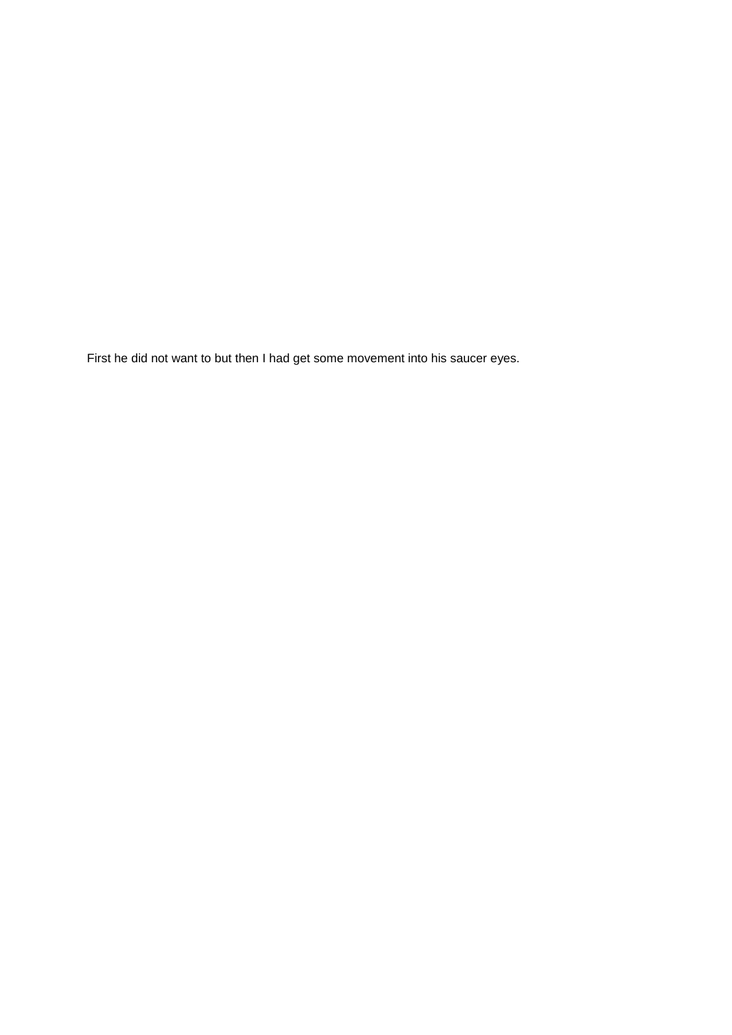First he did not want to but then I had get some movement into his saucer eyes.